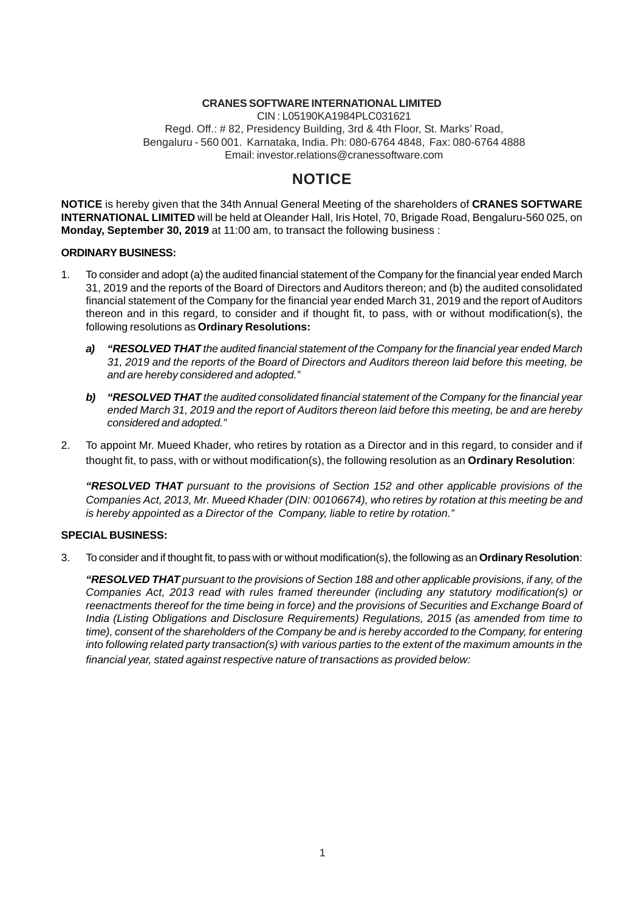**CRANES SOFTWARE INTERNATIONAL LIMITED**

CIN : L05190KA1984PLC031621

Regd. Off.: # 82, Presidency Building, 3rd & 4th Floor, St. Marks' Road, Bengaluru - 560 001. Karnataka, India. Ph: 080-6764 4848, Fax: 080-6764 4888

Email: investor.relations@cranessoftware.com

# NOTICE

**NOTICE** is hereby given that the 34th Annual General Meeting of the shareholders of **CRANES SOFTWARE INTERNATIONAL LIMITED** will be held at Oleander Hall, Iris Hotel, 70, Brigade Road, Bengaluru-560 025, on **Monday, September 30, 2019** at 11:00 am, to transact the following business :

**ORDINARY BUSINESS:**

1. To consider and adopt (a) the audited financial statement of the Company for the financial year ended March 31, 2019 and the reports of the Board of Directors and Auditors thereon; and (b) the audited consolidated financial statement of the Company for the financial year ended March 31, 2019 and the report of Auditors thereon and in this regard, to consider and if thought fit, to pass, with or without modification(s), the following resolutions as **Ordinary Resolutions:**

   ***a) "RESOLVED THAT*** *the audited financial statement of the Company for the financial year ended March 31, 2019 and the reports of the Board of Directors and Auditors thereon laid before this meeting, be and are hereby considered and adopted."*

   ***b) "RESOLVED THAT*** *the audited consolidated financial statement of the Company for the financial year ended March 31, 2019 and the report of Auditors thereon laid before this meeting, be and are hereby considered and adopted."*

2. To appoint Mr. Mueed Khader, who retires by rotation as a Director and in this regard, to consider and if thought fit, to pass, with or without modification(s), the following resolution as an **Ordinary Resolution**:

   ***"RESOLVED THAT*** *pursuant to the provisions of Section 152 and other applicable provisions of the Companies Act, 2013, Mr. Mueed Khader (DIN: 00106674), who retires by rotation at this meeting be and is hereby appointed as a Director of the Company, liable to retire by rotation."*

**SPECIAL BUSINESS:**

3. To consider and if thought fit, to pass with or without modification(s), the following as an **Ordinary Resolution**:

   ***"RESOLVED THAT*** *pursuant to the provisions of Section 188 and other applicable provisions, if any, of the Companies Act, 2013 read with rules framed thereunder (including any statutory modification(s) or reenactments thereof for the time being in force) and the provisions of Securities and Exchange Board of India (Listing Obligations and Disclosure Requirements) Regulations, 2015 (as amended from time to time), consent of the shareholders of the Company be and is hereby accorded to the Company, for entering into following related party transaction(s) with various parties to the extent of the maximum amounts in the financial year, stated against respective nature of transactions as provided below:*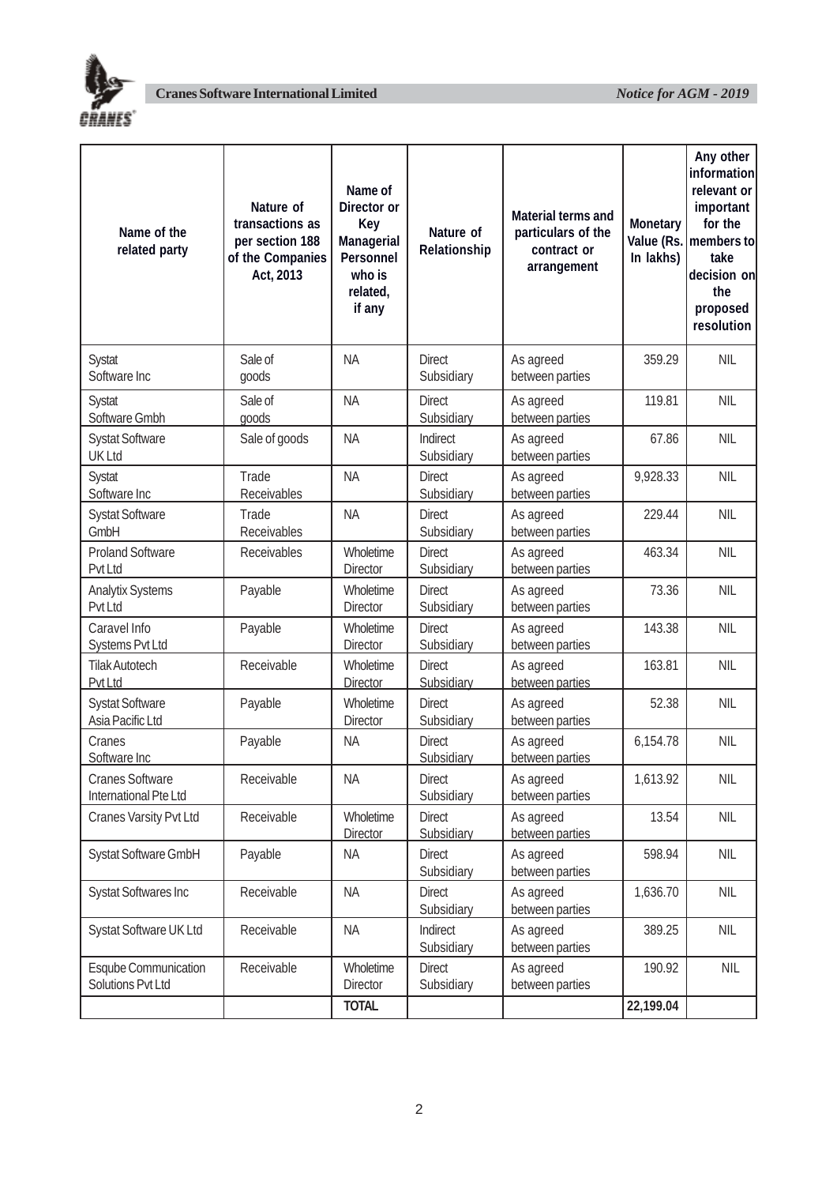| Name of the related party | Nature of transactions as per section 188 of the Companies Act, 2013 | Name of Director or Key Managerial Personnel who is related, if any | Nature of Relationship | Material terms and particulars of the contract or arrangement | Monetary Value (Rs. In lakhs) | Any other information relevant or important for the members to take decision on the proposed resolution |
|---|---|---|---|---|---|---|
| Systat Software Inc | Sale of goods | NA | Direct Subsidiary | As agreed between parties | 359.29 | NIL |
| Systat Software Gmbh | Sale of goods | NA | Direct Subsidiary | As agreed between parties | 119.81 | NIL |
| Systat Software UK Ltd | Sale of goods | NA | Indirect Subsidiary | As agreed between parties | 67.86 | NIL |
| Systat Software Inc | Trade Receivables | NA | Direct Subsidiary | As agreed between parties | 9,928.33 | NIL |
| Systat Software GmbH | Trade Receivables | NA | Direct Subsidiary | As agreed between parties | 229.44 | NIL |
| Proland Software Pvt Ltd | Receivables | Wholetime Director | Direct Subsidiary | As agreed between parties | 463.34 | NIL |
| Analytix Systems Pvt Ltd | Payable | Wholetime Director | Direct Subsidiary | As agreed between parties | 73.36 | NIL |
| Caravel Info Systems Pvt Ltd | Payable | Wholetime Director | Direct Subsidiary | As agreed between parties | 143.38 | NIL |
| Tilak Autotech Pvt Ltd | Receivable | Wholetime Director | Direct Subsidiary | As agreed between parties | 163.81 | NIL |
| Systat Software Asia Pacific Ltd | Payable | Wholetime Director | Direct Subsidiary | As agreed between parties | 52.38 | NIL |
| Cranes Software Inc | Payable | NA | Direct Subsidiary | As agreed between parties | 6,154.78 | NIL |
| Cranes Software International Pte Ltd | Receivable | NA | Direct Subsidiary | As agreed between parties | 1,613.92 | NIL |
| Cranes Varsity Pvt Ltd | Receivable | Wholetime Director | Direct Subsidiary | As agreed between parties | 13.54 | NIL |
| Systat Software GmbH | Payable | NA | Direct Subsidiary | As agreed between parties | 598.94 | NIL |
| Systat Softwares Inc | Receivable | NA | Direct Subsidiary | As agreed between parties | 1,636.70 | NIL |
| Systat Software UK Ltd | Receivable | NA | Indirect Subsidiary | As agreed between parties | 389.25 | NIL |
| Esqube Communication Solutions Pvt Ltd | Receivable | Wholetime Director | Direct Subsidiary | As agreed between parties | 190.92 | NIL |
| | | **TOTAL** | | | **22,199.04** | |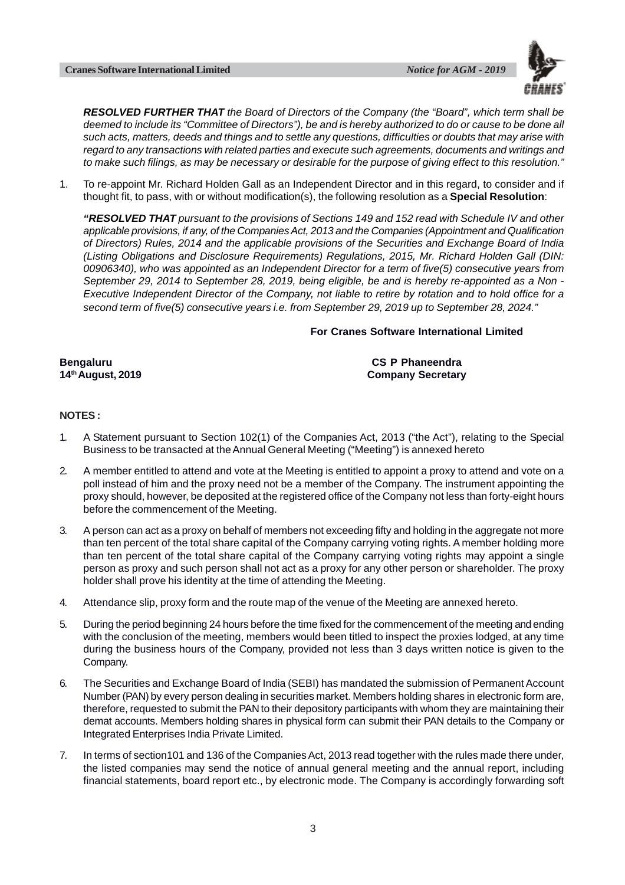***RESOLVED FURTHER THAT*** *the Board of Directors of the Company (the "Board", which term shall be deemed to include its "Committee of Directors"), be and is hereby authorized to do or cause to be done all such acts, matters, deeds and things and to settle any questions, difficulties or doubts that may arise with regard to any transactions with related parties and execute such agreements, documents and writings and to make such filings, as may be necessary or desirable for the purpose of giving effect to this resolution."*

1. To re-appoint Mr. Richard Holden Gall as an Independent Director and in this regard, to consider and if thought fit, to pass, with or without modification(s), the following resolution as a **Special Resolution**:

   ***"RESOLVED THAT*** *pursuant to the provisions of Sections 149 and 152 read with Schedule IV and other applicable provisions, if any, of the Companies Act, 2013 and the Companies (Appointment and Qualification of Directors) Rules, 2014 and the applicable provisions of the Securities and Exchange Board of India (Listing Obligations and Disclosure Requirements) Regulations, 2015, Mr. Richard Holden Gall (DIN: 00906340), who was appointed as an Independent Director for a term of five(5) consecutive years from September 29, 2014 to September 28, 2019, being eligible, be and is hereby re-appointed as a Non - Executive Independent Director of the Company, not liable to retire by rotation and to hold office for a second term of five(5) consecutive years i.e. from September 29, 2019 up to September 28, 2024."*

**For Cranes Software International Limited**

**Bengaluru**
**14th August, 2019**

**CS P Phaneendra**
**Company Secretary**

**NOTES :**

1. A Statement pursuant to Section 102(1) of the Companies Act, 2013 ("the Act"), relating to the Special Business to be transacted at the Annual General Meeting ("Meeting") is annexed hereto
2. A member entitled to attend and vote at the Meeting is entitled to appoint a proxy to attend and vote on a poll instead of him and the proxy need not be a member of the Company. The instrument appointing the proxy should, however, be deposited at the registered office of the Company not less than forty-eight hours before the commencement of the Meeting.
3. A person can act as a proxy on behalf of members not exceeding fifty and holding in the aggregate not more than ten percent of the total share capital of the Company carrying voting rights. A member holding more than ten percent of the total share capital of the Company carrying voting rights may appoint a single person as proxy and such person shall not act as a proxy for any other person or shareholder. The proxy holder shall prove his identity at the time of attending the Meeting.
4. Attendance slip, proxy form and the route map of the venue of the Meeting are annexed hereto.
5. During the period beginning 24 hours before the time fixed for the commencement of the meeting and ending with the conclusion of the meeting, members would been titled to inspect the proxies lodged, at any time during the business hours of the Company, provided not less than 3 days written notice is given to the Company.
6. The Securities and Exchange Board of India (SEBI) has mandated the submission of Permanent Account Number (PAN) by every person dealing in securities market. Members holding shares in electronic form are, therefore, requested to submit the PAN to their depository participants with whom they are maintaining their demat accounts. Members holding shares in physical form can submit their PAN details to the Company or Integrated Enterprises India Private Limited.
7. In terms of section101 and 136 of the Companies Act, 2013 read together with the rules made there under, the listed companies may send the notice of annual general meeting and the annual report, including financial statements, board report etc., by electronic mode. The Company is accordingly forwarding soft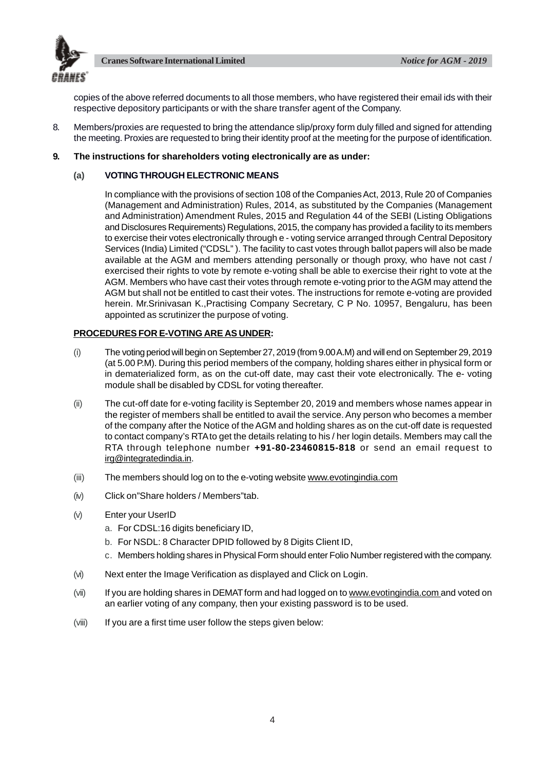copies of the above referred documents to all those members, who have registered their email ids with their respective depository participants or with the share transfer agent of the Company.

8. Members/proxies are requested to bring the attendance slip/proxy form duly filled and signed for attending the meeting. Proxies are requested to bring their identity proof at the meeting for the purpose of identification.

**9. The instructions for shareholders voting electronically are as under:**

**(a) VOTING THROUGH ELECTRONIC MEANS**

In compliance with the provisions of section 108 of the Companies Act, 2013, Rule 20 of Companies (Management and Administration) Rules, 2014, as substituted by the Companies (Management and Administration) Amendment Rules, 2015 and Regulation 44 of the SEBI (Listing Obligations and Disclosures Requirements) Regulations, 2015, the company has provided a facility to its members to exercise their votes electronically through e - voting service arranged through Central Depository Services (India) Limited ("CDSL" ). The facility to cast votes through ballot papers will also be made available at the AGM and members attending personally or though proxy, who have not cast / exercised their rights to vote by remote e-voting shall be able to exercise their right to vote at the AGM. Members who have cast their votes through remote e-voting prior to the AGM may attend the AGM but shall not be entitled to cast their votes. The instructions for remote e-voting are provided herein. Mr.Srinivasan K.,Practising Company Secretary, C P No. 10957, Bengaluru, has been appointed as scrutinizer the purpose of voting.

**PROCEDURES FOR E-VOTING ARE AS UNDER:**

(i) The voting period will begin on September 27, 2019 (from 9.00 A.M) and will end on September 29, 2019 (at 5.00 P.M). During this period members of the company, holding shares either in physical form or in dematerialized form, as on the cut-off date, may cast their vote electronically. The e- voting module shall be disabled by CDSL for voting thereafter.

(ii) The cut-off date for e-voting facility is September 20, 2019 and members whose names appear in the register of members shall be entitled to avail the service. Any person who becomes a member of the company after the Notice of the AGM and holding shares as on the cut-off date is requested to contact company's RTA to get the details relating to his / her login details. Members may call the RTA through telephone number **+91-80-23460815-818** or send an email request to irg@integratedindia.in.

(iii) The members should log on to the e-voting website www.evotingindia.com

(iv) Click on"Share holders / Members"tab.

(v) Enter your UserID

   a. For CDSL:16 digits beneficiary ID,

   b. For NSDL: 8 Character DPID followed by 8 Digits Client ID,

   c. Members holding shares in Physical Form should enter Folio Number registered with the company.

(vi) Next enter the Image Verification as displayed and Click on Login.

(vii) If you are holding shares in DEMAT form and had logged on to www.evotingindia.com and voted on an earlier voting of any company, then your existing password is to be used.

(viii) If you are a first time user follow the steps given below: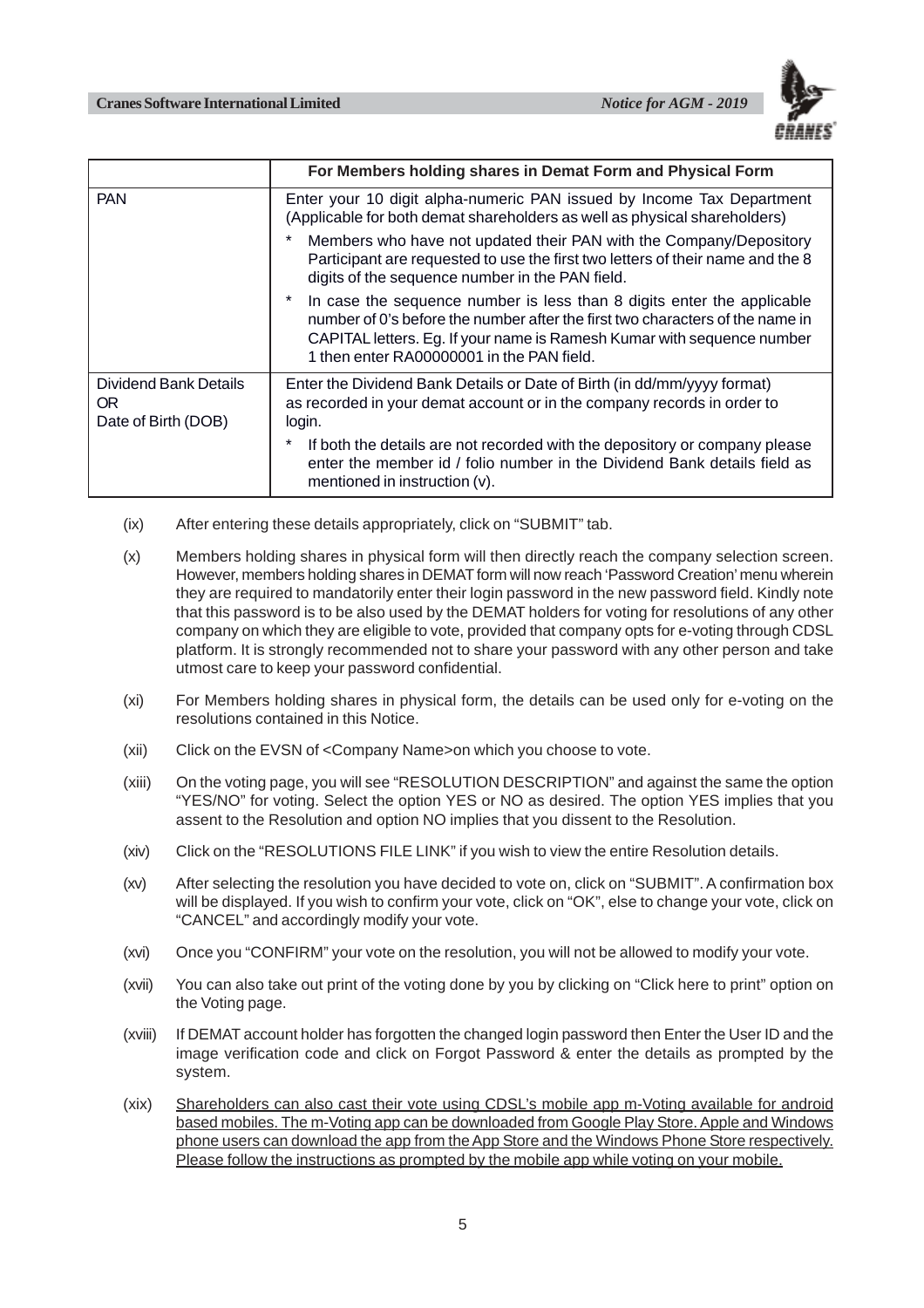| | For Members holding shares in Demat Form and Physical Form |
|---|---|
| PAN | Enter your 10 digit alpha-numeric PAN issued by Income Tax Department (Applicable for both demat shareholders as well as physical shareholders)<br>* Members who have not updated their PAN with the Company/Depository Participant are requested to use the first two letters of their name and the 8 digits of the sequence number in the PAN field.<br>* In case the sequence number is less than 8 digits enter the applicable number of 0's before the number after the first two characters of the name in CAPITAL letters. Eg. If your name is Ramesh Kumar with sequence number 1 then enter RA00000001 in the PAN field. |
| Dividend Bank Details OR Date of Birth (DOB) | Enter the Dividend Bank Details or Date of Birth (in dd/mm/yyyy format) as recorded in your demat account or in the company records in order to login.<br>* If both the details are not recorded with the depository or company please enter the member id / folio number in the Dividend Bank details field as mentioned in instruction (v). |

(ix) After entering these details appropriately, click on "SUBMIT" tab.

(x) Members holding shares in physical form will then directly reach the company selection screen. However, members holding shares in DEMAT form will now reach 'Password Creation' menu wherein they are required to mandatorily enter their login password in the new password field. Kindly note that this password is to be also used by the DEMAT holders for voting for resolutions of any other company on which they are eligible to vote, provided that company opts for e-voting through CDSL platform. It is strongly recommended not to share your password with any other person and take utmost care to keep your password confidential.

(xi) For Members holding shares in physical form, the details can be used only for e-voting on the resolutions contained in this Notice.

(xii) Click on the EVSN of <Company Name>on which you choose to vote.

(xiii) On the voting page, you will see "RESOLUTION DESCRIPTION" and against the same the option "YES/NO" for voting. Select the option YES or NO as desired. The option YES implies that you assent to the Resolution and option NO implies that you dissent to the Resolution.

(xiv) Click on the "RESOLUTIONS FILE LINK" if you wish to view the entire Resolution details.

(xv) After selecting the resolution you have decided to vote on, click on "SUBMIT". A confirmation box will be displayed. If you wish to confirm your vote, click on "OK", else to change your vote, click on "CANCEL" and accordingly modify your vote.

(xvi) Once you "CONFIRM" your vote on the resolution, you will not be allowed to modify your vote.

(xvii) You can also take out print of the voting done by you by clicking on "Click here to print" option on the Voting page.

(xviii) If DEMAT account holder has forgotten the changed login password then Enter the User ID and the image verification code and click on Forgot Password & enter the details as prompted by the system.

(xix) <u>Shareholders can also cast their vote using CDSL's mobile app m-Voting available for android based mobiles. The m-Voting app can be downloaded from Google Play Store. Apple and Windows phone users can download the app from the App Store and the Windows Phone Store respectively. Please follow the instructions as prompted by the mobile app while voting on your mobile.</u>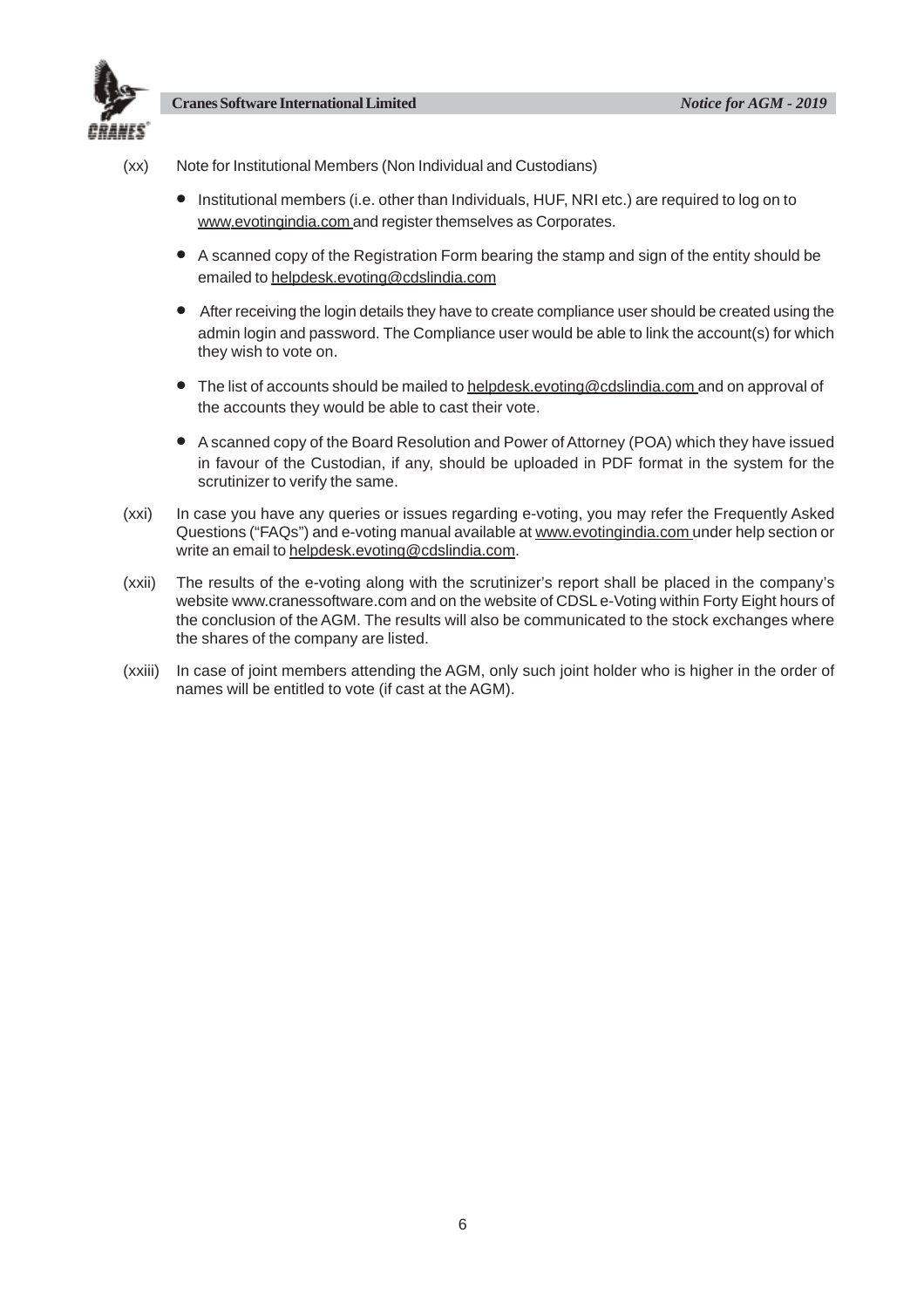(xx) Note for Institutional Members (Non Individual and Custodians)

- Institutional members (i.e. other than Individuals, HUF, NRI etc.) are required to log on to www.evotingindia.com and register themselves as Corporates.
- A scanned copy of the Registration Form bearing the stamp and sign of the entity should be emailed to helpdesk.evoting@cdslindia.com
- After receiving the login details they have to create compliance user should be created using the admin login and password. The Compliance user would be able to link the account(s) for which they wish to vote on.
- The list of accounts should be mailed to helpdesk.evoting@cdslindia.com and on approval of the accounts they would be able to cast their vote.
- A scanned copy of the Board Resolution and Power of Attorney (POA) which they have issued in favour of the Custodian, if any, should be uploaded in PDF format in the system for the scrutinizer to verify the same.

(xxi) In case you have any queries or issues regarding e-voting, you may refer the Frequently Asked Questions ("FAQs") and e-voting manual available at www.evotingindia.com under help section or write an email to helpdesk.evoting@cdslindia.com.

(xxii) The results of the e-voting along with the scrutinizer's report shall be placed in the company's website www.cranessoftware.com and on the website of CDSL e-Voting within Forty Eight hours of the conclusion of the AGM. The results will also be communicated to the stock exchanges where the shares of the company are listed.

(xxiii) In case of joint members attending the AGM, only such joint holder who is higher in the order of names will be entitled to vote (if cast at the AGM).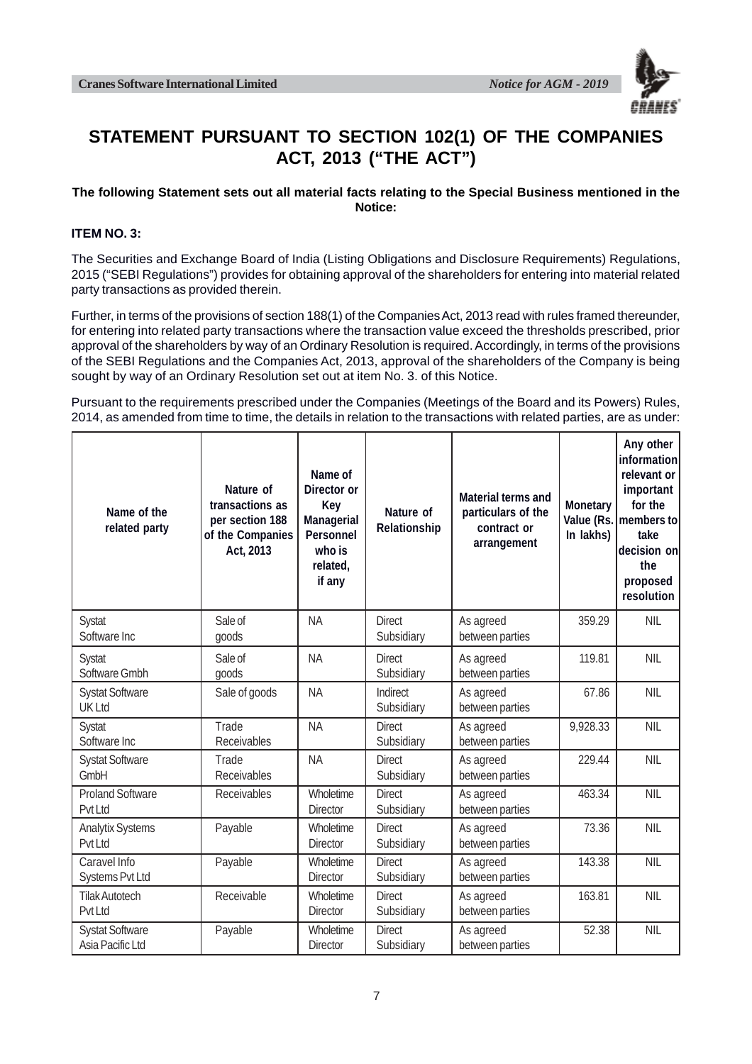# STATEMENT PURSUANT TO SECTION 102(1) OF THE COMPANIES ACT, 2013 ("THE ACT")

**The following Statement sets out all material facts relating to the Special Business mentioned in the Notice:**

**ITEM NO. 3:**

The Securities and Exchange Board of India (Listing Obligations and Disclosure Requirements) Regulations, 2015 ("SEBI Regulations") provides for obtaining approval of the shareholders for entering into material related party transactions as provided therein.

Further, in terms of the provisions of section 188(1) of the Companies Act, 2013 read with rules framed thereunder, for entering into related party transactions where the transaction value exceed the thresholds prescribed, prior approval of the shareholders by way of an Ordinary Resolution is required. Accordingly, in terms of the provisions of the SEBI Regulations and the Companies Act, 2013, approval of the shareholders of the Company is being sought by way of an Ordinary Resolution set out at item No. 3. of this Notice.

Pursuant to the requirements prescribed under the Companies (Meetings of the Board and its Powers) Rules, 2014, as amended from time to time, the details in relation to the transactions with related parties, are as under:

| Name of the related party | Nature of transactions as per section 188 of the Companies Act, 2013 | Name of Director or Key Managerial Personnel who is related, if any | Nature of Relationship | Material terms and particulars of the contract or arrangement | Monetary Value (Rs. In lakhs) | Any other information relevant or important for the members to take decision on the proposed resolution |
|---|---|---|---|---|---|---|
| Systat Software Inc | Sale of goods | NA | Direct Subsidiary | As agreed between parties | 359.29 | NIL |
| Systat Software Gmbh | Sale of goods | NA | Direct Subsidiary | As agreed between parties | 119.81 | NIL |
| Systat Software UK Ltd | Sale of goods | NA | Indirect Subsidiary | As agreed between parties | 67.86 | NIL |
| Systat Software Inc | Trade Receivables | NA | Direct Subsidiary | As agreed between parties | 9,928.33 | NIL |
| Systat Software GmbH | Trade Receivables | NA | Direct Subsidiary | As agreed between parties | 229.44 | NIL |
| Proland Software Pvt Ltd | Receivables | Wholetime Director | Direct Subsidiary | As agreed between parties | 463.34 | NIL |
| Analytix Systems Pvt Ltd | Payable | Wholetime Director | Direct Subsidiary | As agreed between parties | 73.36 | NIL |
| Caravel Info Systems Pvt Ltd | Payable | Wholetime Director | Direct Subsidiary | As agreed between parties | 143.38 | NIL |
| Tilak Autotech Pvt Ltd | Receivable | Wholetime Director | Direct Subsidiary | As agreed between parties | 163.81 | NIL |
| Systat Software Asia Pacific Ltd | Payable | Wholetime Director | Direct Subsidiary | As agreed between parties | 52.38 | NIL |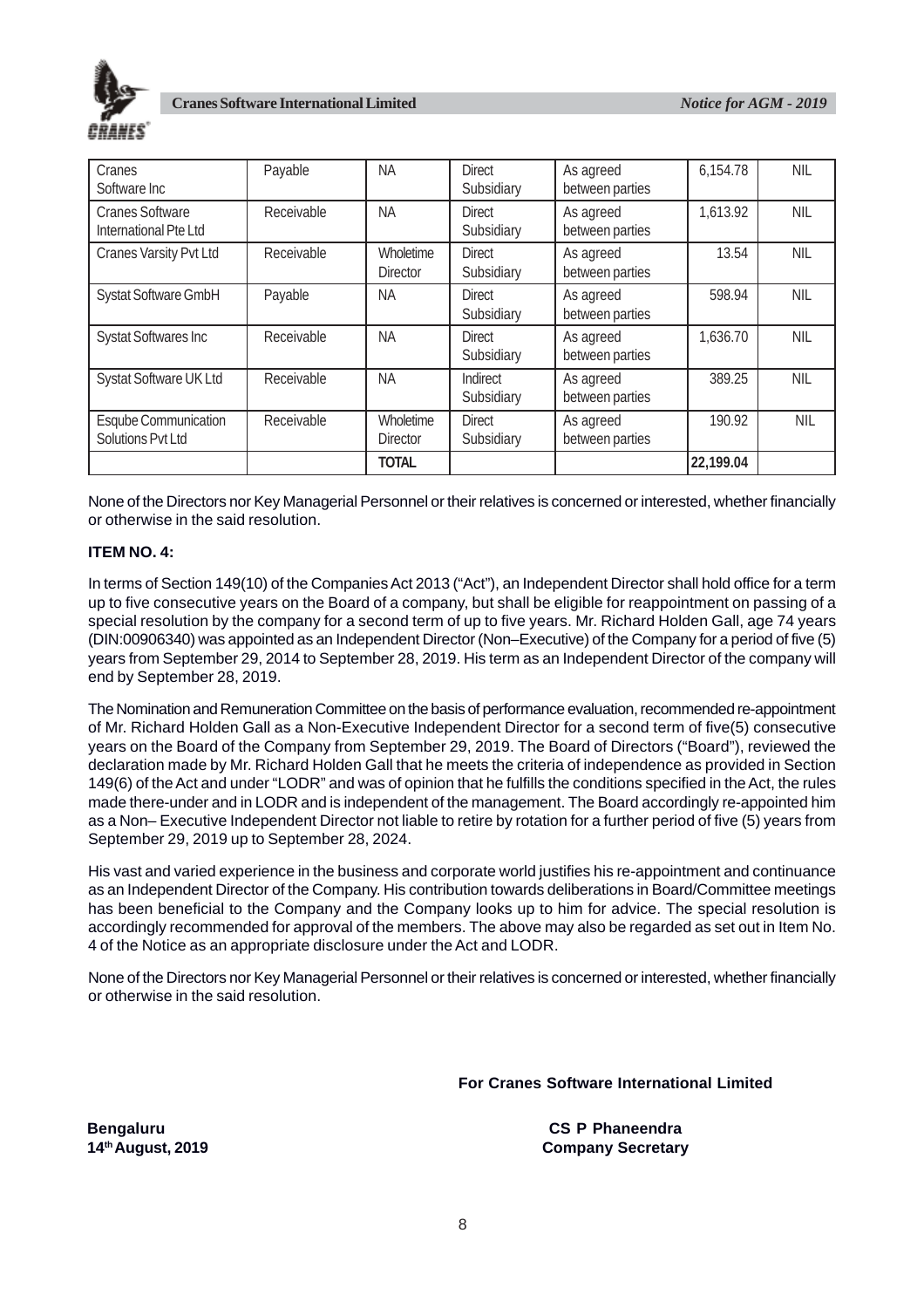| Cranes Software Inc | Payable | NA | Direct Subsidiary | As agreed between parties | 6,154.78 | NIL |
|---|---|---|---|---|---|---|
| Cranes Software International Pte Ltd | Receivable | NA | Direct Subsidiary | As agreed between parties | 1,613.92 | NIL |
| Cranes Varsity Pvt Ltd | Receivable | Wholetime Director | Direct Subsidiary | As agreed between parties | 13.54 | NIL |
| Systat Software GmbH | Payable | NA | Direct Subsidiary | As agreed between parties | 598.94 | NIL |
| Systat Softwares Inc | Receivable | NA | Direct Subsidiary | As agreed between parties | 1,636.70 | NIL |
| Systat Software UK Ltd | Receivable | NA | Indirect Subsidiary | As agreed between parties | 389.25 | NIL |
| Esqube Communication Solutions Pvt Ltd | Receivable | Wholetime Director | Direct Subsidiary | As agreed between parties | 190.92 | NIL |
| | | **TOTAL** | | | **22,199.04** | |

None of the Directors nor Key Managerial Personnel or their relatives is concerned or interested, whether financially or otherwise in the said resolution.

**ITEM NO. 4:**

In terms of Section 149(10) of the Companies Act 2013 ("Act"), an Independent Director shall hold office for a term up to five consecutive years on the Board of a company, but shall be eligible for reappointment on passing of a special resolution by the company for a second term of up to five years. Mr. Richard Holden Gall, age 74 years (DIN:00906340) was appointed as an Independent Director (Non–Executive) of the Company for a period of five (5) years from September 29, 2014 to September 28, 2019. His term as an Independent Director of the company will end by September 28, 2019.

The Nomination and Remuneration Committee on the basis of performance evaluation, recommended re-appointment of Mr. Richard Holden Gall as a Non-Executive Independent Director for a second term of five(5) consecutive years on the Board of the Company from September 29, 2019. The Board of Directors ("Board"), reviewed the declaration made by Mr. Richard Holden Gall that he meets the criteria of independence as provided in Section 149(6) of the Act and under "LODR" and was of opinion that he fulfills the conditions specified in the Act, the rules made there-under and in LODR and is independent of the management. The Board accordingly re-appointed him as a Non– Executive Independent Director not liable to retire by rotation for a further period of five (5) years from September 29, 2019 up to September 28, 2024.

His vast and varied experience in the business and corporate world justifies his re-appointment and continuance as an Independent Director of the Company. His contribution towards deliberations in Board/Committee meetings has been beneficial to the Company and the Company looks up to him for advice. The special resolution is accordingly recommended for approval of the members. The above may also be regarded as set out in Item No. 4 of the Notice as an appropriate disclosure under the Act and LODR.

None of the Directors nor Key Managerial Personnel or their relatives is concerned or interested, whether financially or otherwise in the said resolution.

**For Cranes Software International Limited**

**Bengaluru**
**14th August, 2019**

**CS P Phaneendra**
**Company Secretary**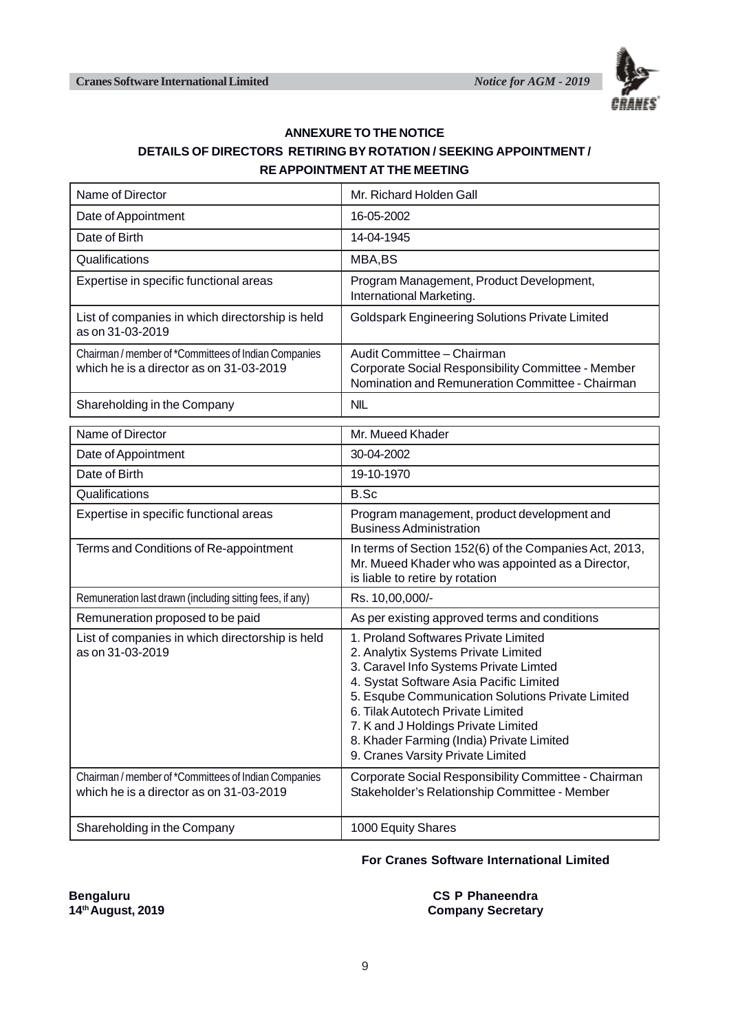## ANNEXURE TO THE NOTICE

## DETAILS OF DIRECTORS RETIRING BY ROTATION / SEEKING APPOINTMENT / RE APPOINTMENT AT THE MEETING

| Name of Director | Mr. Richard Holden Gall |
|---|---|
| Date of Appointment | 16-05-2002 |
| Date of Birth | 14-04-1945 |
| Qualifications | MBA,BS |
| Expertise in specific functional areas | Program Management, Product Development, International Marketing. |
| List of companies in which directorship is held as on 31-03-2019 | Goldspark Engineering Solutions Private Limited |
| Chairman / member of *Committees of Indian Companies which he is a director as on 31-03-2019 | Audit Committee – Chairman<br>Corporate Social Responsibility Committee - Member<br>Nomination and Remuneration Committee - Chairman |
| Shareholding in the Company | NIL |

| Name of Director | Mr. Mueed Khader |
|---|---|
| Date of Appointment | 30-04-2002 |
| Date of Birth | 19-10-1970 |
| Qualifications | B.Sc |
| Expertise in specific functional areas | Program management, product development and Business Administration |
| Terms and Conditions of Re-appointment | In terms of Section 152(6) of the Companies Act, 2013, Mr. Mueed Khader who was appointed as a Director, is liable to retire by rotation |
| Remuneration last drawn (including sitting fees, if any) | Rs. 10,00,000/- |
| Remuneration proposed to be paid | As per existing approved terms and conditions |
| List of companies in which directorship is held as on 31-03-2019 | 1. Proland Softwares Private Limited<br>2. Analytix Systems Private Limited<br>3. Caravel Info Systems Private Limted<br>4. Systat Software Asia Pacific Limited<br>5. Esqube Communication Solutions Private Limited<br>6. Tilak Autotech Private Limited<br>7. K and J Holdings Private Limited<br>8. Khader Farming (India) Private Limited<br>9. Cranes Varsity Private Limited |
| Chairman / member of *Committees of Indian Companies which he is a director as on 31-03-2019 | Corporate Social Responsibility Committee - Chairman<br>Stakeholder's Relationship Committee - Member |
| Shareholding in the Company | 1000 Equity Shares |

**For Cranes Software International Limited**

**Bengaluru**
**14th August, 2019**

**CS P Phaneendra**
**Company Secretary**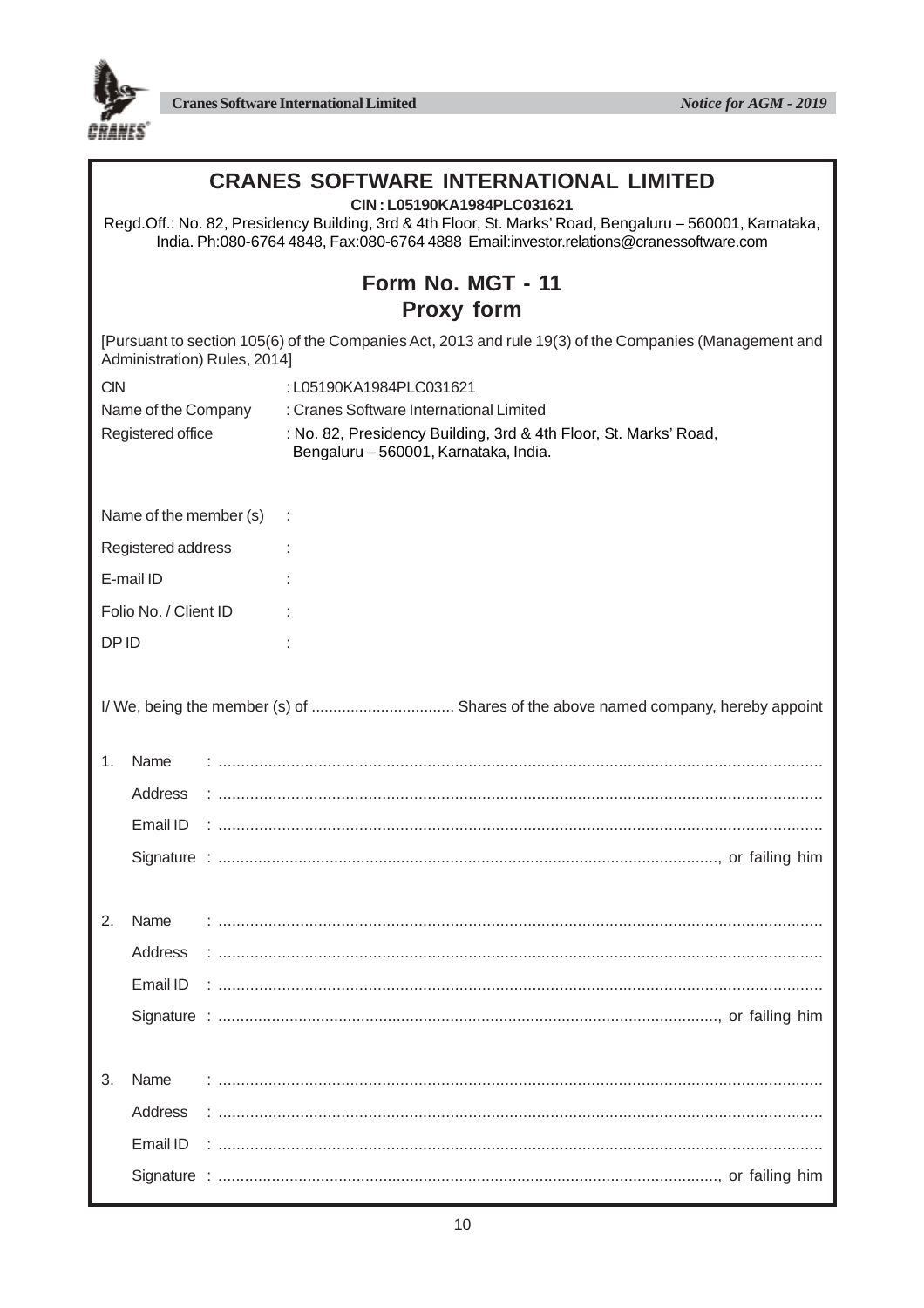# CRANES SOFTWARE INTERNATIONAL LIMITED

**CIN : L05190KA1984PLC031621**

Regd.Off.: No. 82, Presidency Building, 3rd & 4th Floor, St. Marks' Road, Bengaluru – 560001, Karnataka, India. Ph:080-6764 4848, Fax:080-6764 4888 Email:investor.relations@cranessoftware.com

## Form No. MGT - 11
## Proxy form

[Pursuant to section 105(6) of the Companies Act, 2013 and rule 19(3) of the Companies (Management and Administration) Rules, 2014]

CIN : L05190KA1984PLC031621

Name of the Company : Cranes Software International Limited

Registered office : No. 82, Presidency Building, 3rd & 4th Floor, St. Marks' Road, Bengaluru – 560001, Karnataka, India.

Name of the member (s) :

Registered address :

E-mail ID :

Folio No. / Client ID :

DP ID :

I/ We, being the member (s) of ................................ Shares of the above named company, hereby appoint

1. Name : ..........................................................................................................................

   Address : ..........................................................................................................................

   Email ID : ..........................................................................................................................

   Signature : ..........................................................................................................., or failing him

2. Name : ..........................................................................................................................

   Address : ..........................................................................................................................

   Email ID : ..........................................................................................................................

   Signature : ..........................................................................................................., or failing him

3. Name : ..........................................................................................................................

   Address : ..........................................................................................................................

   Email ID : ..........................................................................................................................

   Signature : ..........................................................................................................., or failing him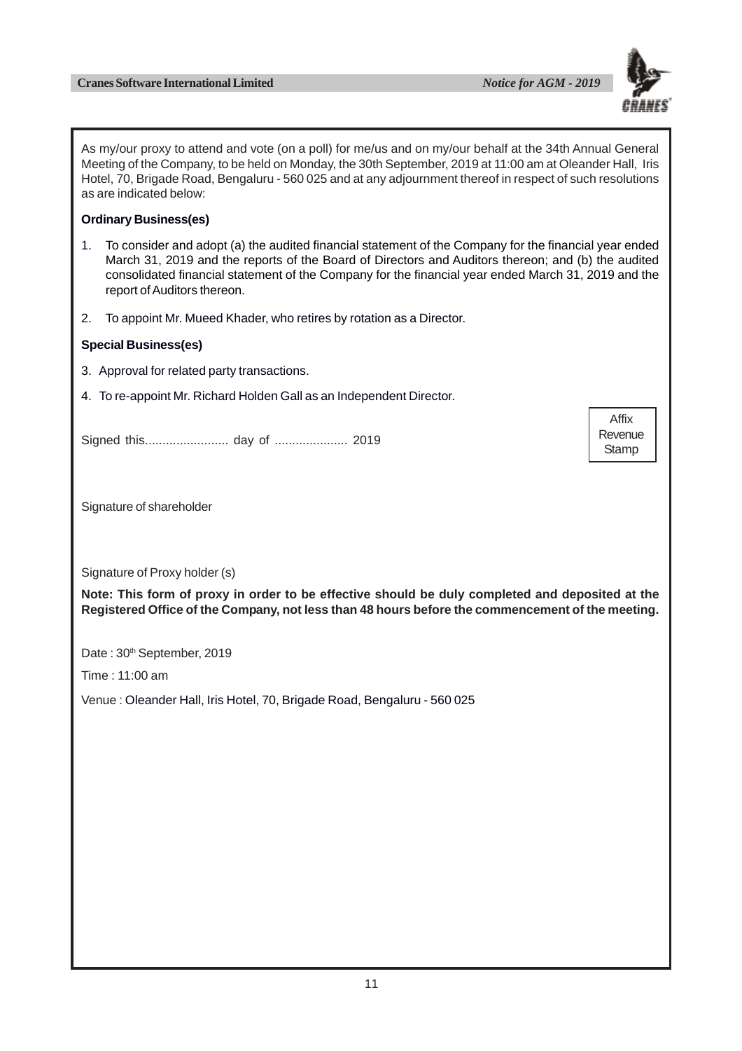As my/our proxy to attend and vote (on a poll) for me/us and on my/our behalf at the 34th Annual General Meeting of the Company, to be held on Monday, the 30th September, 2019 at 11:00 am at Oleander Hall, Iris Hotel, 70, Brigade Road, Bengaluru - 560 025 and at any adjournment thereof in respect of such resolutions as are indicated below:

**Ordinary Business(es)**

1. To consider and adopt (a) the audited financial statement of the Company for the financial year ended March 31, 2019 and the reports of the Board of Directors and Auditors thereon; and (b) the audited consolidated financial statement of the Company for the financial year ended March 31, 2019 and the report of Auditors thereon.
2. To appoint Mr. Mueed Khader, who retires by rotation as a Director.

**Special Business(es)**

3. Approval for related party transactions.
4. To re-appoint Mr. Richard Holden Gall as an Independent Director.

Signed this........................ day of .................... 2019

Affix Revenue Stamp

Signature of shareholder

Signature of Proxy holder (s)

**Note: This form of proxy in order to be effective should be duly completed and deposited at the Registered Office of the Company, not less than 48 hours before the commencement of the meeting.**

Date : 30th September, 2019

Time : 11:00 am

Venue : Oleander Hall, Iris Hotel, 70, Brigade Road, Bengaluru - 560 025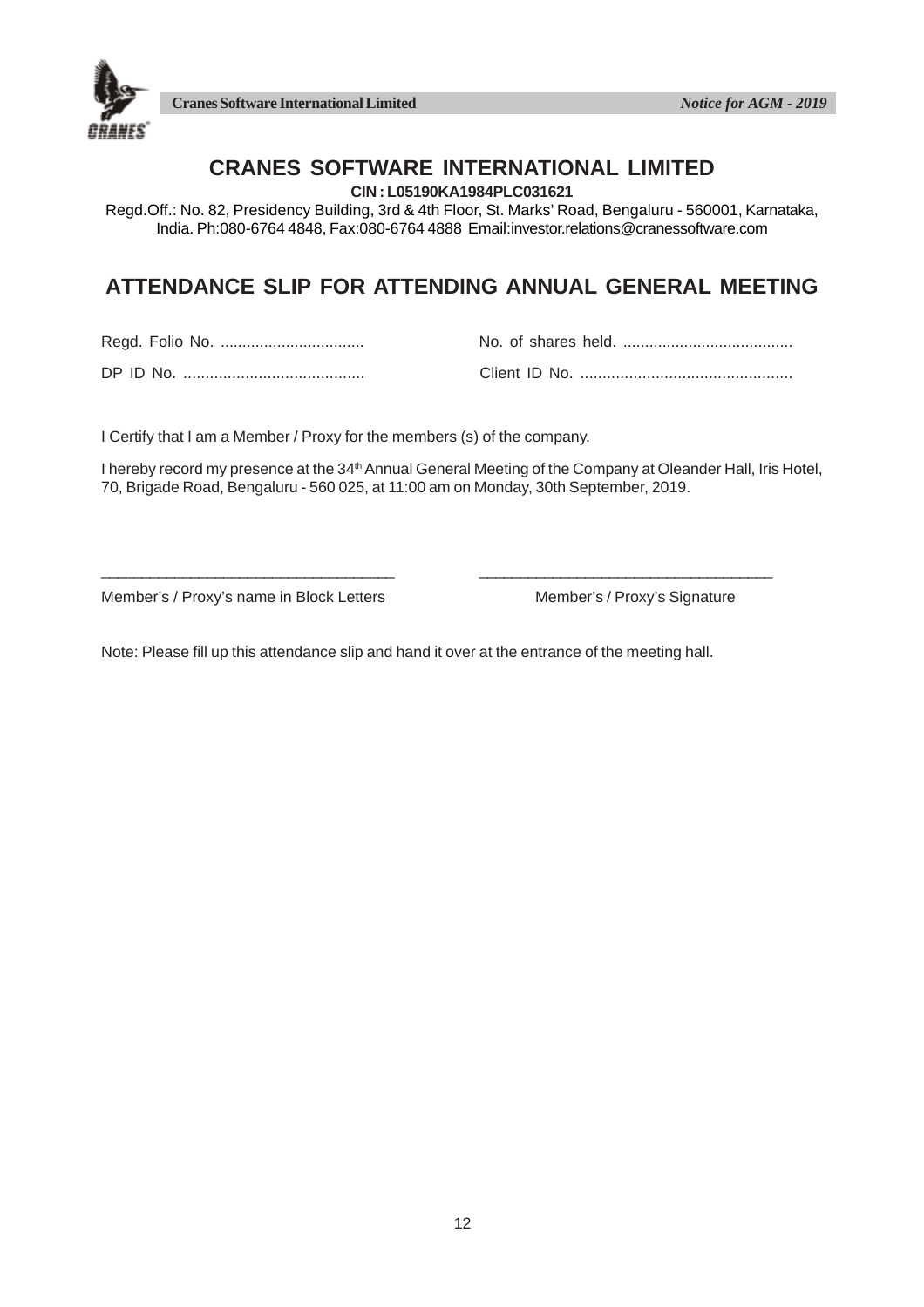# CRANES SOFTWARE INTERNATIONAL LIMITED

**CIN : L05190KA1984PLC031621**

Regd.Off.: No. 82, Presidency Building, 3rd & 4th Floor, St. Marks' Road, Bengaluru - 560001, Karnataka, India. Ph:080-6764 4848, Fax:080-6764 4888 Email:investor.relations@cranessoftware.com

## ATTENDANCE SLIP FOR ATTENDING ANNUAL GENERAL MEETING

Regd. Folio No. ................................. No. of shares held. .......................................

DP ID No. ......................................... Client ID No. ................................................

I Certify that I am a Member / Proxy for the members (s) of the company.

I hereby record my presence at the 34th Annual General Meeting of the Company at Oleander Hall, Iris Hotel, 70, Brigade Road, Bengaluru - 560 025, at 11:00 am on Monday, 30th September, 2019.

___________________________________ ___________________________________

Member's / Proxy's name in Block Letters Member's / Proxy's Signature

Note: Please fill up this attendance slip and hand it over at the entrance of the meeting hall.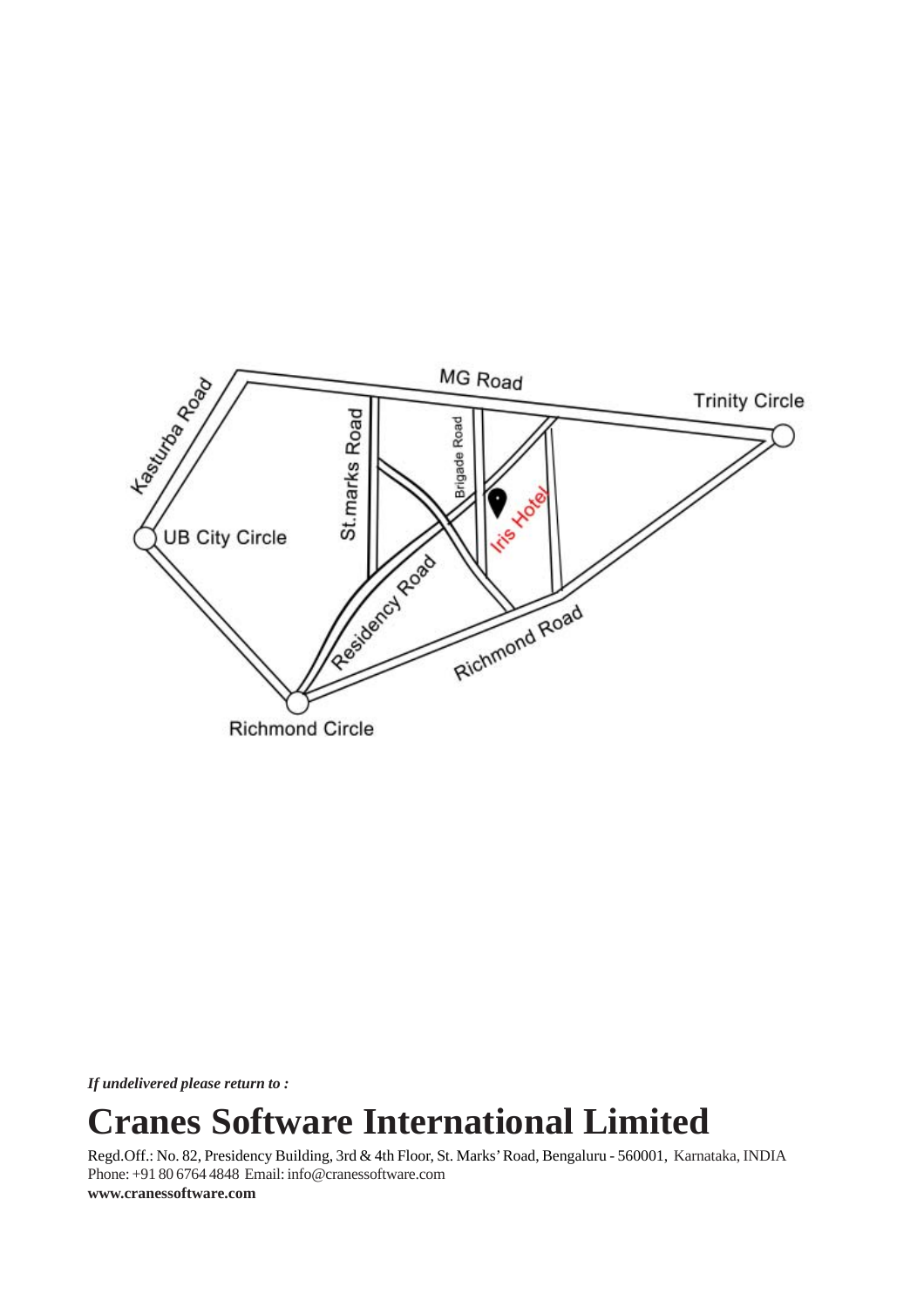MG Road

Trinity Circle

Kasturba Road

St.marks Road

Brigade Road

Iris Hotel

UB City Circle

Residency Road

Richmond Road

Richmond Circle

***If undelivered please return to :***

# Cranes Software International Limited

Regd.Off.: No. 82, Presidency Building, 3rd & 4th Floor, St. Marks' Road, Bengaluru - 560001, Karnataka, INDIA
Phone: +91 80 6764 4848 Email: info@cranessoftware.com
**www.cranessoftware.com**